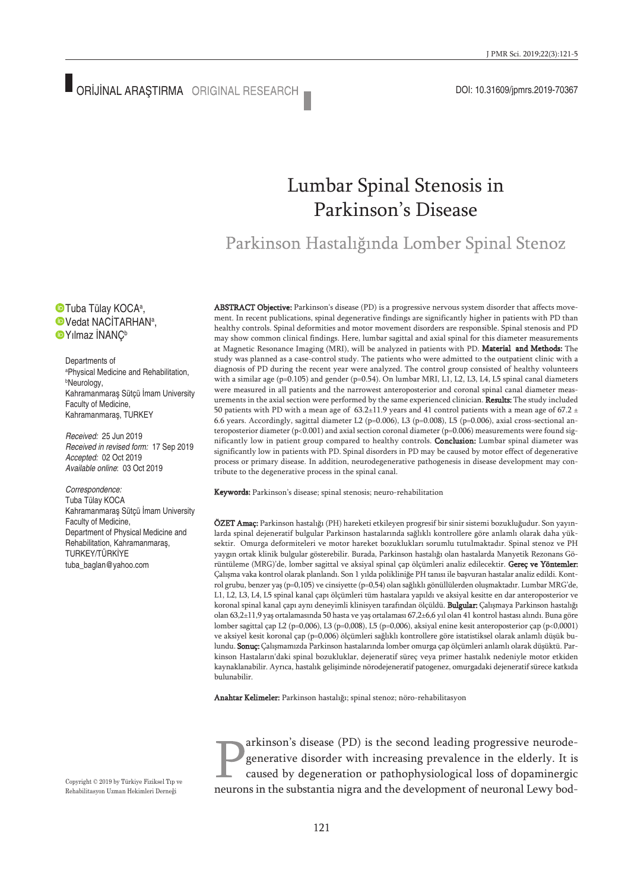ORİJİNAL ARAŞTIRMA ORIGINAL RESEARCH

DOI: 10.31609/jpmrs.2019-70367

# Lumbar Spinal Stenosis in Parkinson's Disease

## Parkinson Hastalığında Lomber Spinal Stenoz

Tuba Tülay KOCA[a],
Vedat NACİTARHAN[a],
Yılmaz İNANÇ[b]

Departments of
[a]Physical Medicine and Rehabilitation,
[b]Neurology,
Kahramanmaraş Sütçü İmam University Faculty of Medicine,
Kahramanmaraş, TURKEY

*Received:* 25 Jun 2019
*Received in revised form:* 17 Sep 2019
*Accepted:* 02 Oct 2019
*Available online:* 03 Oct 2019

*Correspondence:*
Tuba Tülay KOCA
Kahramanmaraş Sütçü İmam University Faculty of Medicine,
Department of Physical Medicine and Rehabilitation, Kahramanmaraş,
TURKEY/TÜRKİYE
tuba_baglan@yahoo.com

**ABSTRACT Objective:** Parkinson's disease (PD) is a progressive nervous system disorder that affects movement. In recent publications, spinal degenerative findings are significantly higher in patients with PD than healthy controls. Spinal deformities and motor movement disorders are responsible. Spinal stenosis and PD may show common clinical findings. Here, lumbar sagittal and axial spinal for this diameter measurements at Magnetic Resonance Imaging (MRI), will be analyzed in patients with PD. **Material and Methods:** The study was planned as a case-control study. The patients who were admitted to the outpatient clinic with a diagnosis of PD during the recent year were analyzed. The control group consisted of healthy volunteers with a similar age (p=0.105) and gender (p=0.54). On lumbar MRI, L1, L2, L3, L4, L5 spinal canal diameters were measured in all patients and the narrowest anteroposterior and coronal spinal canal diameter measurements in the axial section were performed by the same experienced clinician. **Results:** The study included 50 patients with PD with a mean age of 63.2±11.9 years and 41 control patients with a mean age of 67.2 ± 6.6 years. Accordingly, sagittal diameter L2 (p=0.006), L3 (p=0.008), L5 (p=0.006), axial cross-sectional anteroposterior diameter (p<0.001) and axial section coronal diameter (p=0.006) measurements were found significantly low in patient group compared to healthy controls. **Conclusion:** Lumbar spinal diameter was significantly low in patients with PD. Spinal disorders in PD may be caused by motor effect of degenerative process or primary disease. In addition, neurodegenerative pathogenesis in disease development may contribute to the degenerative process in the spinal canal.

**Keywords:** Parkinson's disease; spinal stenosis; neuro-rehabilitation

**ÖZET Amaç:** Parkinson hastalığı (PH) hareketi etkileyen progresif bir sinir sistemi bozukluğudur. Son yayınlarda spinal dejeneratif bulgular Parkinson hastalarında sağlıklı kontrollere göre anlamlı olarak daha yüksektir. Omurga deformiteleri ve motor hareket bozuklukları sorumlu tutulmaktadır. Spinal stenoz ve PH yaygın ortak klinik bulgular gösterebilir. Burada, Parkinson hastalığı olan hastalarda Manyetik Rezonans Görüntüleme (MRG)'de, lomber sagittal ve aksiyal spinal çap ölçümleri analiz edilecektir. **Gereç ve Yöntemler:** Çalışma vaka kontrol olarak planlandı. Son 1 yılda polikliniğe PH tanısı ile başvuran hastalar analiz edildi. Kontrol grubu, benzer yaş (p=0,105) ve cinsiyette (p=0,54) olan sağlıklı gönüllülerden oluşmaktadır. Lumbar MRG'de, L1, L2, L3, L4, L5 spinal kanal çapı ölçümleri tüm hastalara yapıldı ve aksiyal kesitte en dar anteroposterior ve koronal spinal kanal çapı aynı deneyimli klinisyen tarafından ölçüldü. **Bulgular:** Çalışmaya Parkinson hastalığı olan 63,2±11,9 yaş ortalamasında 50 hasta ve yaş ortalaması 67,2±6,6 yıl olan 41 kontrol hastası alındı. Buna göre lomber sagittal çap L2 (p=0,006), L3 (p=0,008), L5 (p=0,006), aksiyal enine kesit anteroposterior çap (p<0,0001) ve aksiyel kesit koronal çap (p=0,006) ölçümleri sağlıklı kontrollere göre istatistiksel olarak anlamlı düşük bulundu. **Sonuç:** Çalışmamızda Parkinson hastalarında lomber omurga çap ölçümleri anlamlı olarak düşüktü. Parkinson Hastaların'daki spinal bozukluklar, dejeneratif süreç veya primer hastalık nedeniyle motor etkiden kaynaklanabilir. Ayrıca, hastalık gelişiminde nörodejeneratif patogenez, omurgadaki dejeneratif sürece katkıda bulunabilir.

**Anahtar Kelimeler:** Parkinson hastalığı; spinal stenoz; nöro-rehabilitasyon

Parkinson's disease (PD) is the second leading progressive neurodegenerative disorder with increasing prevalence in the elderly. It is caused by degeneration or pathophysiological loss of dopaminergic neurons in the substantia nigra and the development of neuronal Lewy bod-

Copyright © 2019 by Türkiye Fiziksel Tıp ve Rehabilitasyon Uzman Hekimleri Derneği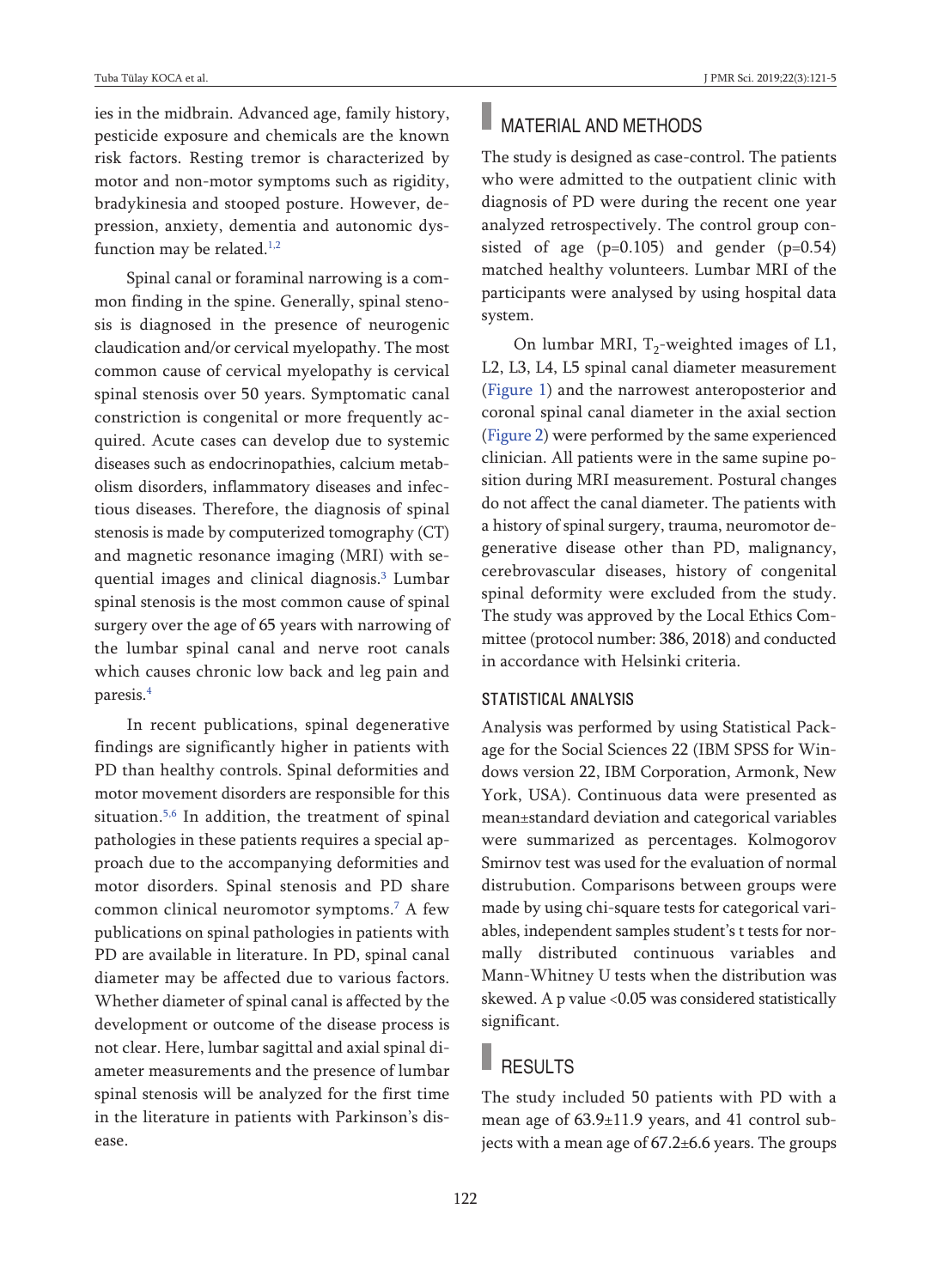ies in the midbrain. Advanced age, family history, pesticide exposure and chemicals are the known risk factors. Resting tremor is characterized by motor and non-motor symptoms such as rigidity, bradykinesia and stooped posture. However, depression, anxiety, dementia and autonomic dysfunction may be related.[1,2]

Spinal canal or foraminal narrowing is a common finding in the spine. Generally, spinal stenosis is diagnosed in the presence of neurogenic claudication and/or cervical myelopathy. The most common cause of cervical myelopathy is cervical spinal stenosis over 50 years. Symptomatic canal constriction is congenital or more frequently acquired. Acute cases can develop due to systemic diseases such as endocrinopathies, calcium metabolism disorders, inflammatory diseases and infectious diseases. Therefore, the diagnosis of spinal stenosis is made by computerized tomography (CT) and magnetic resonance imaging (MRI) with sequential images and clinical diagnosis.[3] Lumbar spinal stenosis is the most common cause of spinal surgery over the age of 65 years with narrowing of the lumbar spinal canal and nerve root canals which causes chronic low back and leg pain and paresis.[4]

In recent publications, spinal degenerative findings are significantly higher in patients with PD than healthy controls. Spinal deformities and motor movement disorders are responsible for this situation.[5,6] In addition, the treatment of spinal pathologies in these patients requires a special approach due to the accompanying deformities and motor disorders. Spinal stenosis and PD share common clinical neuromotor symptoms.[7] A few publications on spinal pathologies in patients with PD are available in literature. In PD, spinal canal diameter may be affected due to various factors. Whether diameter of spinal canal is affected by the development or outcome of the disease process is not clear. Here, lumbar sagittal and axial spinal diameter measurements and the presence of lumbar spinal stenosis will be analyzed for the first time in the literature in patients with Parkinson's disease.

## MATERIAL AND METHODS

The study is designed as case-control. The patients who were admitted to the outpatient clinic with diagnosis of PD were during the recent one year analyzed retrospectively. The control group consisted of age (p=0.105) and gender (p=0.54) matched healthy volunteers. Lumbar MRI of the participants were analysed by using hospital data system.

On lumbar MRI, $T_2$-weighted images of L1, L2, L3, L4, L5 spinal canal diameter measurement (Figure 1) and the narrowest anteroposterior and coronal spinal canal diameter in the axial section (Figure 2) were performed by the same experienced clinician. All patients were in the same supine position during MRI measurement. Postural changes do not affect the canal diameter. The patients with a history of spinal surgery, trauma, neuromotor degenerative disease other than PD, malignancy, cerebrovascular diseases, history of congenital spinal deformity were excluded from the study. The study was approved by the Local Ethics Committee (protocol number: 386, 2018) and conducted in accordance with Helsinki criteria.

### STATISTICAL ANALYSIS

Analysis was performed by using Statistical Package for the Social Sciences 22 (IBM SPSS for Windows version 22, IBM Corporation, Armonk, New York, USA). Continuous data were presented as mean±standard deviation and categorical variables were summarized as percentages. Kolmogorov Smirnov test was used for the evaluation of normal distrubution. Comparisons between groups were made by using chi-square tests for categorical variables, independent samples student's t tests for normally distributed continuous variables and Mann-Whitney U tests when the distribution was skewed. A p value <0.05 was considered statistically significant.

## RESULTS

The study included 50 patients with PD with a mean age of 63.9±11.9 years, and 41 control subjects with a mean age of 67.2±6.6 years. The groups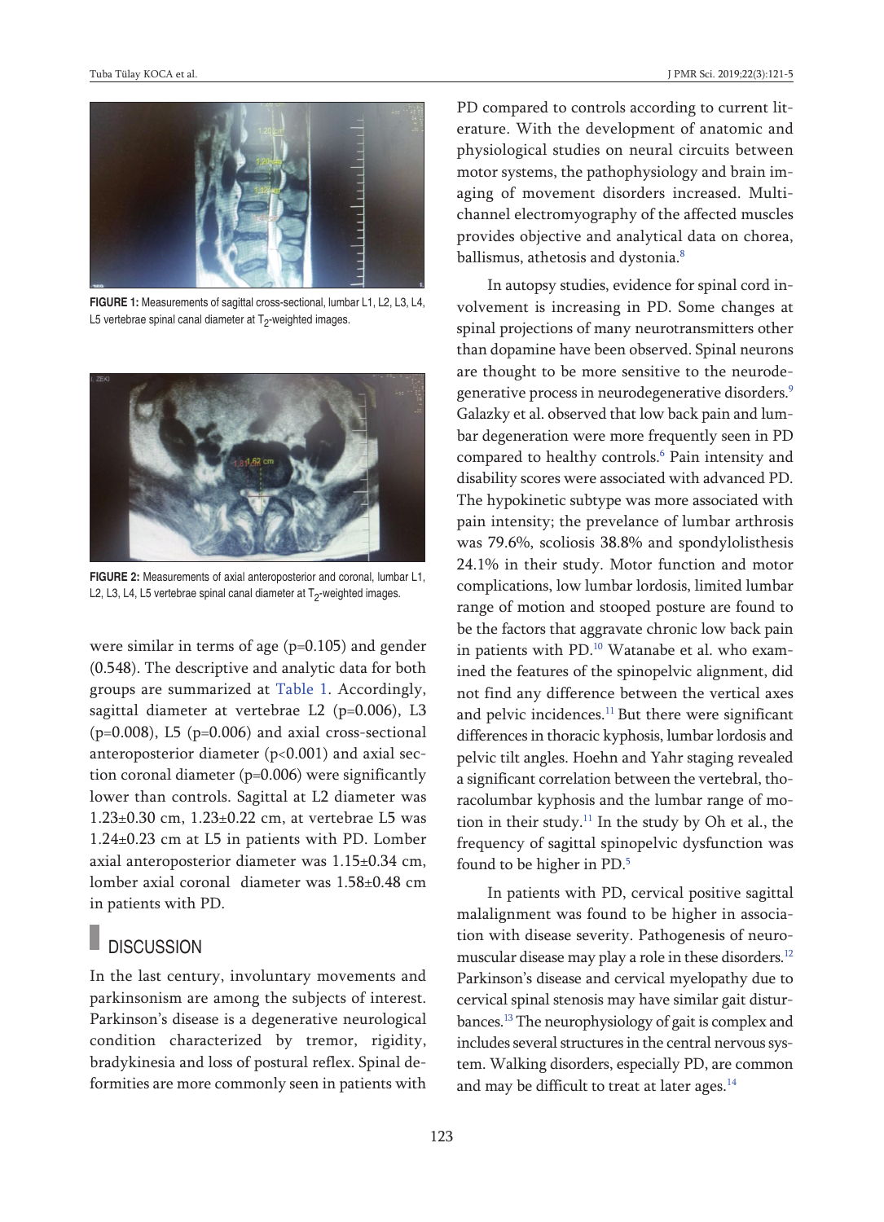FIGURE 1: Measurements of sagittal cross-sectional, lumbar L1, L2, L3, L4, L5 vertebrae spinal canal diameter at $T_2$-weighted images.

FIGURE 2: Measurements of axial anteroposterior and coronal, lumbar L1, L2, L3, L4, L5 vertebrae spinal canal diameter at $T_2$-weighted images.

were similar in terms of age (p=0.105) and gender (0.548). The descriptive and analytic data for both groups are summarized at Table 1. Accordingly, sagittal diameter at vertebrae L2 (p=0.006), L3 (p=0.008), L5 (p=0.006) and axial cross-sectional anteroposterior diameter (p<0.001) and axial section coronal diameter (p=0.006) were significantly lower than controls. Sagittal at L2 diameter was 1.23±0.30 cm, 1.23±0.22 cm, at vertebrae L5 was 1.24±0.23 cm at L5 in patients with PD. Lomber axial anteroposterior diameter was 1.15±0.34 cm, lomber axial coronal diameter was 1.58±0.48 cm in patients with PD.

## DISCUSSION

In the last century, involuntary movements and parkinsonism are among the subjects of interest. Parkinson's disease is a degenerative neurological condition characterized by tremor, rigidity, bradykinesia and loss of postural reflex. Spinal deformities are more commonly seen in patients with PD compared to controls according to current literature. With the development of anatomic and physiological studies on neural circuits between motor systems, the pathophysiology and brain imaging of movement disorders increased. Multichannel electromyography of the affected muscles provides objective and analytical data on chorea, ballismus, athetosis and dystonia.[8]

In autopsy studies, evidence for spinal cord involvement is increasing in PD. Some changes at spinal projections of many neurotransmitters other than dopamine have been observed. Spinal neurons are thought to be more sensitive to the neurodegenerative process in neurodegenerative disorders.[9] Galazky et al. observed that low back pain and lumbar degeneration were more frequently seen in PD compared to healthy controls.[6] Pain intensity and disability scores were associated with advanced PD. The hypokinetic subtype was more associated with pain intensity; the prevalence of lumbar arthrosis was 79.6%, scoliosis 38.8% and spondylolisthesis 24.1% in their study. Motor function and motor complications, low lumbar lordosis, limited lumbar range of motion and stooped posture are found to be the factors that aggravate chronic low back pain in patients with PD.[10] Watanabe et al. who examined the features of the spinopelvic alignment, did not find any difference between the vertical axes and pelvic incidences.[11] But there were significant differences in thoracic kyphosis, lumbar lordosis and pelvic tilt angles. Hoehn and Yahr staging revealed a significant correlation between the vertebral, thoracolumbar kyphosis and the lumbar range of motion in their study.[11] In the study by Oh et al., the frequency of sagittal spinopelvic dysfunction was found to be higher in PD.[5]

In patients with PD, cervical positive sagittal malalignment was found to be higher in association with disease severity. Pathogenesis of neuromuscular disease may play a role in these disorders.[12] Parkinson's disease and cervical myelopathy due to cervical spinal stenosis may have similar gait disturbances.[13] The neurophysiology of gait is complex and includes several structures in the central nervous system. Walking disorders, especially PD, are common and may be difficult to treat at later ages.[14]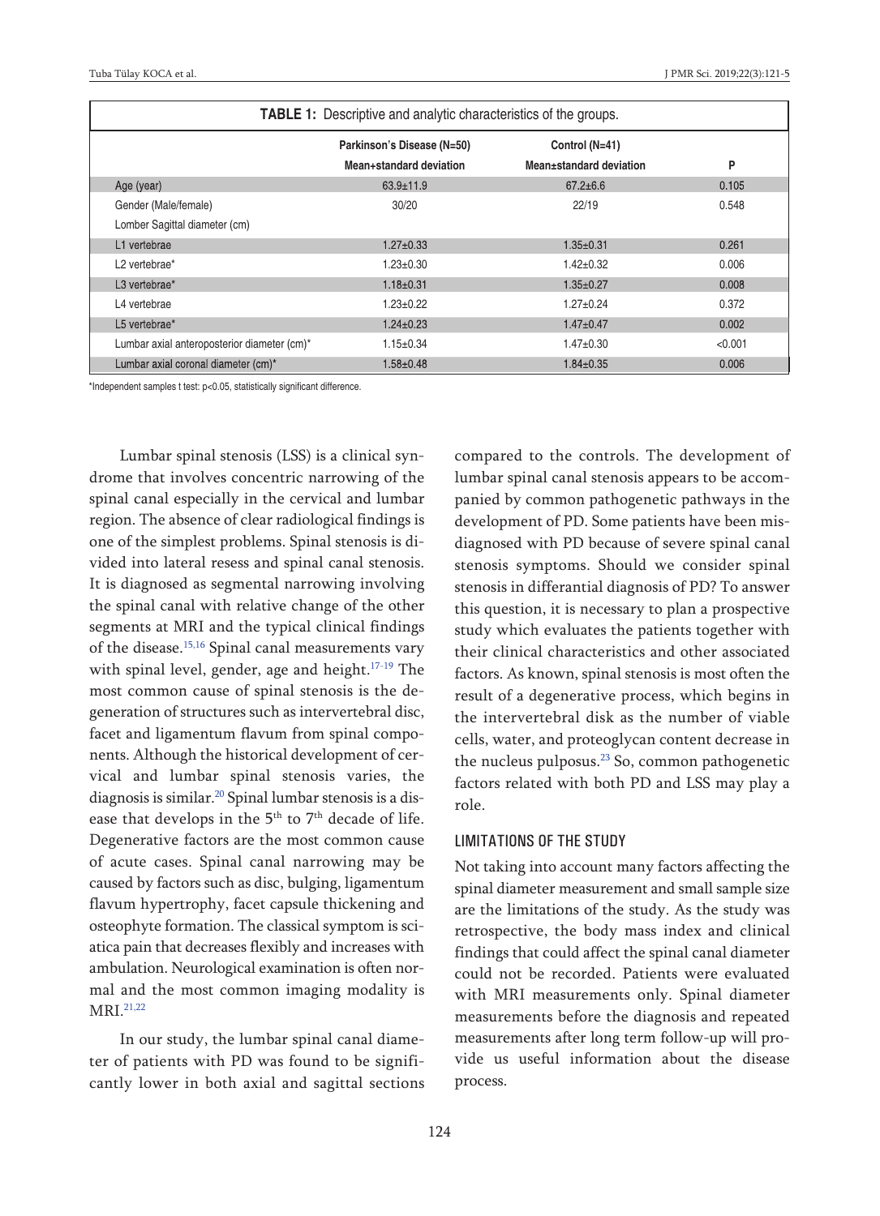**TABLE 1:** Descriptive and analytic characteristics of the groups.

| | Parkinson's Disease (N=50) Mean+standard deviation | Control (N=41) Mean±standard deviation | P |
|---|---|---|---|
| Age (year) | 63.9±11.9 | 67.2±6.6 | 0.105 |
| Gender (Male/female) | 30/20 | 22/19 | 0.548 |
| Lomber Sagittal diameter (cm) | | | |
| L1 vertebrae | 1.27±0.33 | 1.35±0.31 | 0.261 |
| L2 vertebrae* | 1.23±0.30 | 1.42±0.32 | 0.006 |
| L3 vertebrae* | 1.18±0.31 | 1.35±0.27 | 0.008 |
| L4 vertebrae | 1.23±0.22 | 1.27±0.24 | 0.372 |
| L5 vertebrae* | 1.24±0.23 | 1.47±0.47 | 0.002 |
| Lumbar axial anteroposterior diameter (cm)* | 1.15±0.34 | 1.47±0.30 | <0.001 |
| Lumbar axial coronal diameter (cm)* | 1.58±0.48 | 1.84±0.35 | 0.006 |

*Independent samples t test: p<0.05, statistically significant difference.

Lumbar spinal stenosis (LSS) is a clinical syndrome that involves concentric narrowing of the spinal canal especially in the cervical and lumbar region. The absence of clear radiological findings is one of the simplest problems. Spinal stenosis is divided into lateral resess and spinal canal stenosis. It is diagnosed as segmental narrowing involving the spinal canal with relative change of the other segments at MRI and the typical clinical findings of the disease.[15,16] Spinal canal measurements vary with spinal level, gender, age and height.[17-19] The most common cause of spinal stenosis is the degeneration of structures such as intervertebral disc, facet and ligamentum flavum from spinal components. Although the historical development of cervical and lumbar spinal stenosis varies, the diagnosis is similar.[20] Spinal lumbar stenosis is a disease that develops in the 5th to 7th decade of life. Degenerative factors are the most common cause of acute cases. Spinal canal narrowing may be caused by factors such as disc, bulging, ligamentum flavum hypertrophy, facet capsule thickening and osteophyte formation. The classical symptom is sciatica pain that decreases flexibly and increases with ambulation. Neurological examination is often normal and the most common imaging modality is MRI.[21,22]

In our study, the lumbar spinal canal diameter of patients with PD was found to be significantly lower in both axial and sagittal sections compared to the controls. The development of lumbar spinal canal stenosis appears to be accompanied by common pathogenetic pathways in the development of PD. Some patients have been misdiagnosed with PD because of severe spinal canal stenosis symptoms. Should we consider spinal stenosis in differantial diagnosis of PD? To answer this question, it is necessary to plan a prospective study which evaluates the patients together with their clinical characteristics and other associated factors. As known, spinal stenosis is most often the result of a degenerative process, which begins in the intervertebral disk as the number of viable cells, water, and proteoglycan content decrease in the nucleus pulposus.[23] So, common pathogenetic factors related with both PD and LSS may play a role.

## LIMITATIONS OF THE STUDY

Not taking into account many factors affecting the spinal diameter measurement and small sample size are the limitations of the study. As the study was retrospective, the body mass index and clinical findings that could affect the spinal canal diameter could not be recorded. Patients were evaluated with MRI measurements only. Spinal diameter measurements before the diagnosis and repeated measurements after long term follow-up will provide us useful information about the disease process.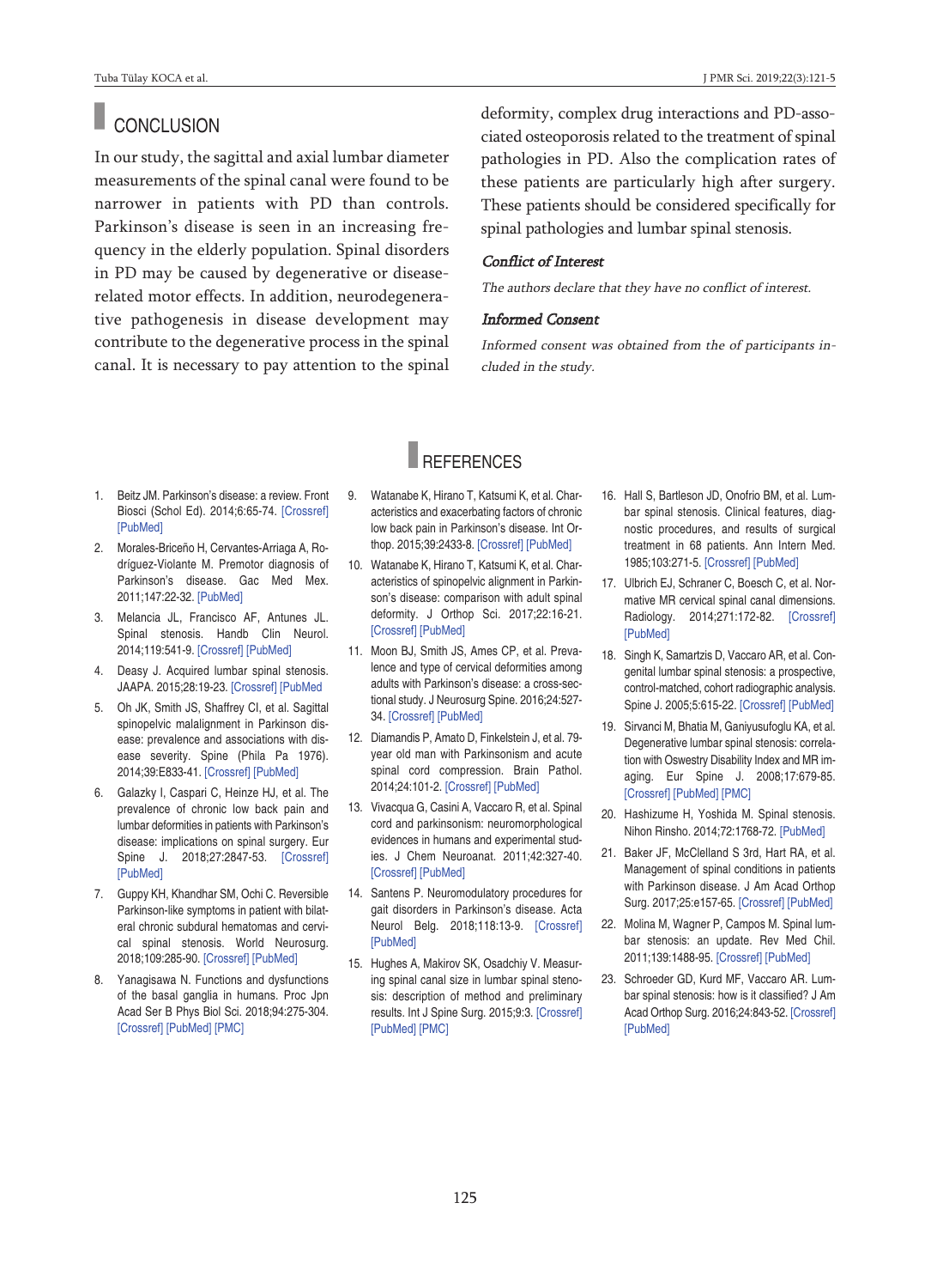## CONCLUSION

In our study, the sagittal and axial lumbar diameter measurements of the spinal canal were found to be narrower in patients with PD than controls. Parkinson's disease is seen in an increasing frequency in the elderly population. Spinal disorders in PD may be caused by degenerative or disease-related motor effects. In addition, neurodegenerative pathogenesis in disease development may contribute to the degenerative process in the spinal canal. It is necessary to pay attention to the spinal deformity, complex drug interactions and PD-associated osteoporosis related to the treatment of spinal pathologies in PD. Also the complication rates of these patients are particularly high after surgery. These patients should be considered specifically for spinal pathologies and lumbar spinal stenosis.

### *Conflict of Interest*

*The authors declare that they have no conflict of interest.*

### *Informed Consent*

*Informed consent was obtained from the of participants included in the study.*

## REFERENCES

1. Beitz JM. Parkinson's disease: a review. Front Biosci (Schol Ed). 2014;6:65-74. [Crossref] [PubMed]
2. Morales-Briceño H, Cervantes-Arriaga A, Rodríguez-Violante M. Premotor diagnosis of Parkinson's disease. Gac Med Mex. 2011;147:22-32. [PubMed]
3. Melancia JL, Francisco AF, Antunes JL. Spinal stenosis. Handb Clin Neurol. 2014;119:541-9. [Crossref] [PubMed]
4. Deasy J. Acquired lumbar spinal stenosis. JAAPA. 2015;28:19-23. [Crossref] [PubMed
5. Oh JK, Smith JS, Shaffrey CI, et al. Sagittal spinopelvic malalignment in Parkinson disease: prevalence and associations with disease severity. Spine (Phila Pa 1976). 2014;39:E833-41. [Crossref] [PubMed]
6. Galazky I, Caspari C, Heinze HJ, et al. The prevalence of chronic low back pain and lumbar deformities in patients with Parkinson's disease: implications on spinal surgery. Eur Spine J. 2018;27:2847-53. [Crossref] [PubMed]
7. Guppy KH, Khandhar SM, Ochi C. Reversible Parkinson-like symptoms in patient with bilateral chronic subdural hematomas and cervical spinal stenosis. World Neurosurg. 2018;109:285-90. [Crossref] [PubMed]
8. Yanagisawa N. Functions and dysfunctions of the basal ganglia in humans. Proc Jpn Acad Ser B Phys Biol Sci. 2018;94:275-304. [Crossref] [PubMed] [PMC]
9. Watanabe K, Hirano T, Katsumi K, et al. Characteristics and exacerbating factors of chronic low back pain in Parkinson's disease. Int Orthop. 2015;39:2433-8. [Crossref] [PubMed]
10. Watanabe K, Hirano T, Katsumi K, et al. Characteristics of spinopelvic alignment in Parkinson's disease: comparison with adult spinal deformity. J Orthop Sci. 2017;22:16-21. [Crossref] [PubMed]
11. Moon BJ, Smith JS, Ames CP, et al. Prevalence and type of cervical deformities among adults with Parkinson's disease: a cross-sectional study. J Neurosurg Spine. 2016;24:527-34. [Crossref] [PubMed]
12. Diamandis P, Amato D, Finkelstein J, et al. 79-year old man with Parkinsonism and acute spinal cord compression. Brain Pathol. 2014;24:101-2. [Crossref] [PubMed]
13. Vivacqua G, Casini A, Vaccaro R, et al. Spinal cord and parkinsonism: neuromorphological evidences in humans and experimental studies. J Chem Neuroanat. 2011;42:327-40. [Crossref] [PubMed]
14. Santens P. Neuromodulatory procedures for gait disorders in Parkinson's disease. Acta Neurol Belg. 2018;118:13-9. [Crossref] [PubMed]
15. Hughes A, Makirov SK, Osadchiy V. Measuring spinal canal size in lumbar spinal stenosis: description of method and preliminary results. Int J Spine Surg. 2015;9:3. [Crossref] [PubMed] [PMC]
16. Hall S, Bartleson JD, Onofrio BM, et al. Lumbar spinal stenosis. Clinical features, diagnostic procedures, and results of surgical treatment in 68 patients. Ann Intern Med. 1985;103:271-5. [Crossref] [PubMed]
17. Ulbrich EJ, Schraner C, Boesch C, et al. Normative MR cervical spinal canal dimensions. Radiology. 2014;271:172-82. [Crossref] [PubMed]
18. Singh K, Samartzis D, Vaccaro AR, et al. Congenital lumbar spinal stenosis: a prospective, control-matched, cohort radiographic analysis. Spine J. 2005;5:615-22. [Crossref] [PubMed]
19. Sirvanci M, Bhatia M, Ganiyusufoglu KA, et al. Degenerative lumbar spinal stenosis: correlation with Oswestry Disability Index and MR imaging. Eur Spine J. 2008;17:679-85. [Crossref] [PubMed] [PMC]
20. Hashizume H, Yoshida M. Spinal stenosis. Nihon Rinsho. 2014;72:1768-72. [PubMed]
21. Baker JF, McClelland S 3rd, Hart RA, et al. Management of spinal conditions in patients with Parkinson disease. J Am Acad Orthop Surg. 2017;25:e157-65. [Crossref] [PubMed]
22. Molina M, Wagner P, Campos M. Spinal lumbar stenosis: an update. Rev Med Chil. 2011;139:1488-95. [Crossref] [PubMed]
23. Schroeder GD, Kurd MF, Vaccaro AR. Lumbar spinal stenosis: how is it classified? J Am Acad Orthop Surg. 2016;24:843-52. [Crossref] [PubMed]